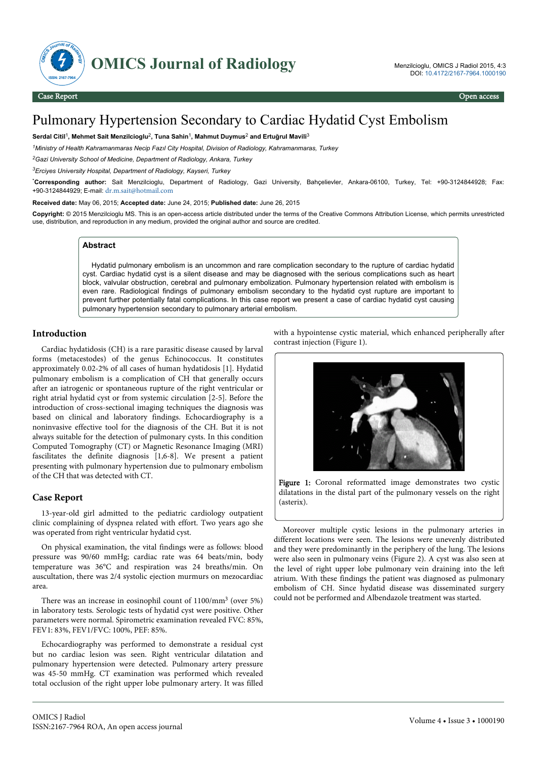# Pulmonary Hypertension Secondary to Cardiac Hydatid Cyst Embolism

**Serdal Citil**[1], **Mehmet Sait Menzilcioglu**[2], **Tuna Sahin**[1], **Mahmut Duymus**[2] **and Ertuğrul Mavili**[3]

[1]*Ministry of Health Kahramanmaras Necip Fazıl City Hospital, Division of Radiology, Kahramanmaras, Turkey*

[2]*Gazi University School of Medicine, Department of Radiology, Ankara, Turkey*

[3]*Erciyes University Hospital, Department of Radiology, Kayseri, Turkey*

[*]**Corresponding author:** Sait Menzilcioglu, Department of Radiology, Gazi University, Bahçelievler, Ankara-06100, Turkey, Tel: +90-3124844928; Fax: +90-3124844929; E-mail: dr.m.sait@hotmail.com

**Received date:** May 06, 2015; **Accepted date:** June 24, 2015; **Published date:** June 26, 2015

**Copyright:** © 2015 Menzilcioglu MS. This is an open-access article distributed under the terms of the Creative Commons Attribution License, which permits unrestricted use, distribution, and reproduction in any medium, provided the original author and source are credited.

## Abstract

Hydatid pulmonary embolism is an uncommon and rare complication secondary to the rupture of cardiac hydatid cyst. Cardiac hydatid cyst is a silent disease and may be diagnosed with the serious complications such as heart block, valvular obstruction, cerebral and pulmonary embolization. Pulmonary hypertension related with embolism is even rare. Radiological findings of pulmonary embolism secondary to the hydatid cyst rupture are important to prevent further potentially fatal complications. In this case report we present a case of cardiac hydatid cyst causing pulmonary hypertension secondary to pulmonary arterial embolism.

## Introduction

Cardiac hydatidosis (CH) is a rare parasitic disease caused by larval forms (metacestodes) of the genus Echinococcus. It constitutes approximately 0.02-2% of all cases of human hydatidosis [1]. Hydatid pulmonary embolism is a complication of CH that generally occurs after an iatrogenic or spontaneous rupture of the right ventricular or right atrial hydatid cyst or from systemic circulation [2-5]. Before the introduction of cross-sectional imaging techniques the diagnosis was based on clinical and laboratory findings. Echocardiography is a noninvasive effective tool for the diagnosis of the CH. But it is not always suitable for the detection of pulmonary cysts. In this condition Computed Tomography (CT) or Magnetic Resonance Imaging (MRI) facilitates the definite diagnosis [1,6-8]. We present a patient presenting with pulmonary hypertension due to pulmonary embolism of the CH that was detected with CT.

## Case Report

13-year-old girl admitted to the pediatric cardiology outpatient clinic complaining of dyspnea related with effort. Two years ago she was operated from right ventricular hydatid cyst.

On physical examination, the vital findings were as follows: blood pressure was 90/60 mmHg; cardiac rate was 64 beats/min, body temperature was 36°C and respiration was 24 breaths/min. On auscultation, there was 2/4 systolic ejection murmurs on mezocardiac area.

There was an increase in eosinophil count of 1100/mm$^3$ (over 5%) in laboratory tests. Serologic tests of hydatid cyst were positive. Other parameters were normal. Spirometric examination revealed FVC: 85%, FEV1: 83%, FEV1/FVC: 100%, PEF: 85%.

Echocardiography was performed to demonstrate a residual cyst but no cardiac lesion was seen. Right ventricular dilatation and pulmonary hypertension were detected. Pulmonary artery pressure was 45-50 mmHg. CT examination was performed which revealed total occlusion of the right upper lobe pulmonary artery. It was filled with a hypointense cystic material, which enhanced peripherally after contrast injection (Figure 1).

Figure 1: Coronal reformatted image demonstrates two cystic dilatations in the distal part of the pulmonary vessels on the right (asterix).

Moreover multiple cystic lesions in the pulmonary arteries in different locations were seen. The lesions were unevenly distributed and they were predominantly in the periphery of the lung. The lesions were also seen in pulmonary veins (Figure 2). A cyst was also seen at the level of right upper lobe pulmonary vein draining into the left atrium. With these findings the patient was diagnosed as pulmonary embolism of CH. Since hydatid disease was disseminated surgery could not be performed and Albendazole treatment was started.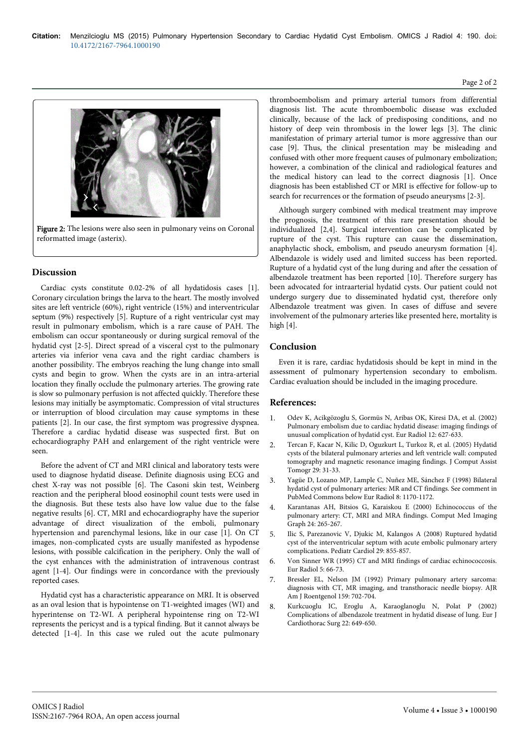Figure 2: The lesions were also seen in pulmonary veins on Coronal reformatted image (asterix).

## Discussion

Cardiac cysts constitute 0.02-2% of all hydatidosis cases [1]. Coronary circulation brings the larva to the heart. The mostly involved sites are left ventricle (60%), right ventricle (15%) and interventricular septum (9%) respectively [5]. Rupture of a right ventricular cyst may result in pulmonary embolism, which is a rare cause of PAH. The embolism can occur spontaneously or during surgical removal of the hydatid cyst [2-5]. Direct spread of a visceral cyst to the pulmonary arteries via inferior vena cava and the right cardiac chambers is another possibility. The embryos reaching the lung change into small cysts and begin to grow. When the cysts are in an intra-arterial location they finally occlude the pulmonary arteries. The growing rate is slow so pulmonary perfusion is not affected quickly. Therefore these lesions may initially be asymptomatic. Compression of vital structures or interruption of blood circulation may cause symptoms in these patients [2]. In our case, the first symptom was progressive dyspnea. Therefore a cardiac hydatid disease was suspected first. But on echocardiography PAH and enlargement of the right ventricle were seen.

Before the advent of CT and MRI clinical and laboratory tests were used to diagnose hydatid disease. Definite diagnosis using ECG and chest X-ray was not possible [6]. The Casoni skin test, Weinberg reaction and the peripheral blood eosinophil count tests were used in the diagnosis. But these tests also have low value due to the false negative results [6]. CT, MRI and echocardiography have the superior advantage of direct visualization of the emboli, pulmonary hypertension and parenchymal lesions, like in our case [1]. On CT images, non-complicated cysts are usually manifested as hypodense lesions, with possible calcification in the periphery. Only the wall of the cyst enhances with the administration of intravenous contrast agent [1-4]. Our findings were in concordance with the previously reported cases.

Hydatid cyst has a characteristic appearance on MRI. It is observed as an oval lesion that is hypointense on T1-weighted images (WI) and hyperintense on T2-WI. A peripheral hypointense ring on T2-WI represents the pericyst and is a typical finding. But it cannot always be detected [1-4]. In this case we ruled out the acute pulmonary thromboembolism and primary arterial tumors from differential diagnosis list. The acute thromboembolic disease was excluded clinically, because of the lack of predisposing conditions, and no history of deep vein thrombosis in the lower legs [3]. The clinic manifestation of primary arterial tumor is more aggressive than our case [9]. Thus, the clinical presentation may be misleading and confused with other more frequent causes of pulmonary embolization; however, a combination of the clinical and radiological features and the medical history can lead to the correct diagnosis [1]. Once diagnosis has been established CT or MRI is effective for follow-up to search for recurrences or the formation of pseudo aneurysms [2-3].

Although surgery combined with medical treatment may improve the prognosis, the treatment of this rare presentation should be individualized [2,4]. Surgical intervention can be complicated by rupture of the cyst. This rupture can cause the dissemination, anaphylactic shock, embolism, and pseudo aneurysm formation [4]. Albendazole is widely used and limited success has been reported. Rupture of a hydatid cyst of the lung during and after the cessation of albendazole treatment has been reported [10]. Therefore surgery has been advocated for intraarterial hydatid cysts. Our patient could not undergo surgery due to disseminated hydatid cyst, therefore only Albendazole treatment was given. In cases of diffuse and severe involvement of the pulmonary arteries like presented here, mortality is high [4].

## Conclusion

Even it is rare, cardiac hydatidosis should be kept in mind in the assessment of pulmonary hypertension secondary to embolism. Cardiac evaluation should be included in the imaging procedure.

## References:

1. Odev K, Acikgözoglu S, Gormüs N, Aribas OK, Kiresi DA, et al. (2002) Pulmonary embolism due to cardiac hydatid disease: imaging findings of unusual complication of hydatid cyst. Eur Radiol 12: 627-633.
2. Tercan F, Kacar N, Kilic D, Oguzkurt L, Turkoz R, et al. (2005) Hydatid cysts of the bilateral pulmonary arteries and left ventricle wall: computed tomography and magnetic resonance imaging findings. J Comput Assist Tomogr 29: 31-33.
3. Yagüe D, Lozano MP, Lample C, Nuñez ME, Sánchez F (1998) Bilateral hydatid cyst of pulmonary arteries: MR and CT findings. See comment in PubMed Commons below Eur Radiol 8: 1170-1172.
4. Karantanas AH, Bitsios G, Karaiskou E (2000) Echinococcus of the pulmonary artery: CT, MRI and MRA findings. Comput Med Imaging Graph 24: 265-267.
5. Ilic S, Parezanovic V, Djukic M, Kalangos A (2008) Ruptured hydatid cyst of the interventricular septum with acute embolic pulmonary artery complications. Pediatr Cardiol 29: 855-857.
6. Von Sinner WR (1995) CT and MRI findings of cardiac echinococcosis. Eur Radiol 5: 66-73.
7. Bressler EL, Nelson JM (1992) Primary pulmonary artery sarcoma: diagnosis with CT, MR imaging, and transthoracic needle biopsy. AJR Am J Roentgenol 159: 702-704.
8. Kurkcuoglu IC, Eroglu A, Karaoglanoglu N, Polat P (2002) Complications of albendazole treatment in hydatid disease of lung. Eur J Cardiothorac Surg 22: 649-650.